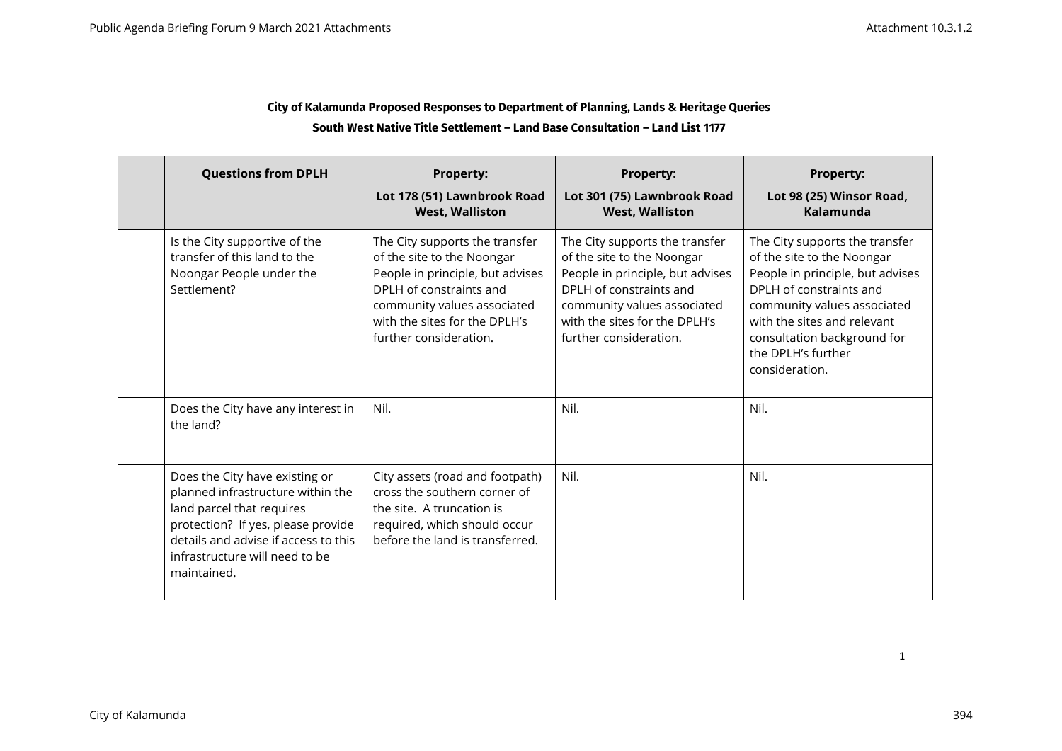**City of Kalamunda Proposed Responses to Department of Planning, Lands & Heritage Queries**

**South West Native Title Settlement – Land Base Consultation – Land List 1177**

| | Questions from DPLH | Property: Lot 178 (51) Lawnbrook Road West, Walliston | Property: Lot 301 (75) Lawnbrook Road West, Walliston | Property: Lot 98 (25) Winsor Road, Kalamunda |
|---|---|---|---|---|
| | Is the City supportive of the transfer of this land to the Noongar People under the Settlement? | The City supports the transfer of the site to the Noongar People in principle, but advises DPLH of constraints and community values associated with the sites for the DPLH's further consideration. | The City supports the transfer of the site to the Noongar People in principle, but advises DPLH of constraints and community values associated with the sites for the DPLH's further consideration. | The City supports the transfer of the site to the Noongar People in principle, but advises DPLH of constraints and community values associated with the sites and relevant consultation background for the DPLH's further consideration. |
| | Does the City have any interest in the land? | Nil. | Nil. | Nil. |
| | Does the City have existing or planned infrastructure within the land parcel that requires protection? If yes, please provide details and advise if access to this infrastructure will need to be maintained. | City assets (road and footpath) cross the southern corner of the site. A truncation is required, which should occur before the land is transferred. | Nil. | Nil. |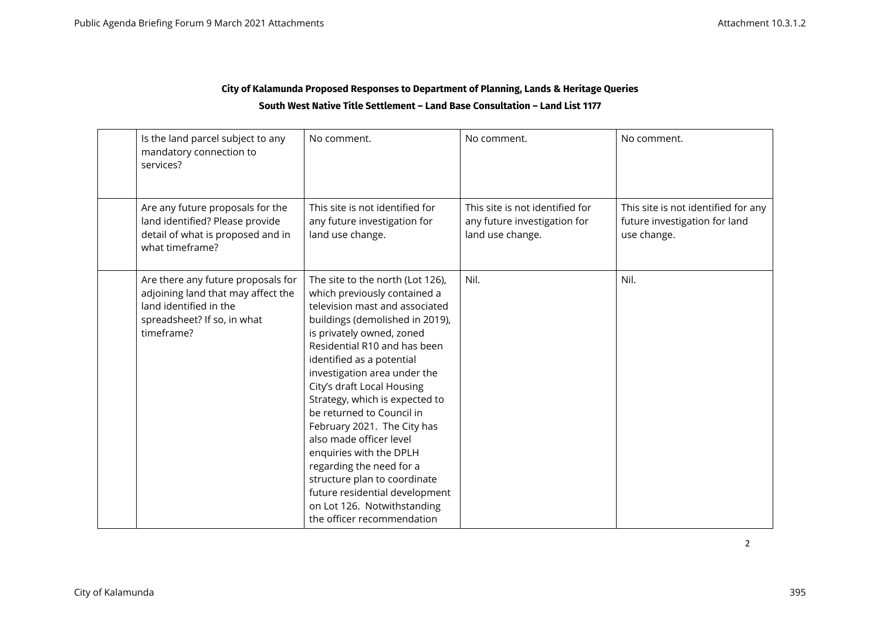**City of Kalamunda Proposed Responses to Department of Planning, Lands & Heritage Queries**

**South West Native Title Settlement – Land Base Consultation – Land List 1177**

| | | | | |
|---|---|---|---|---|
| | Is the land parcel subject to any mandatory connection to services? | No comment. | No comment. | No comment. |
| | Are any future proposals for the land identified? Please provide detail of what is proposed and in what timeframe? | This site is not identified for any future investigation for land use change. | This site is not identified for any future investigation for land use change. | This site is not identified for any future investigation for land use change. |
| | Are there any future proposals for adjoining land that may affect the land identified in the spreadsheet? If so, in what timeframe? | The site to the north (Lot 126), which previously contained a television mast and associated buildings (demolished in 2019), is privately owned, zoned Residential R10 and has been identified as a potential investigation area under the City's draft Local Housing Strategy, which is expected to be returned to Council in February 2021. The City has also made officer level enquiries with the DPLH regarding the need for a structure plan to coordinate future residential development on Lot 126. Notwithstanding the officer recommendation | Nil. | Nil. |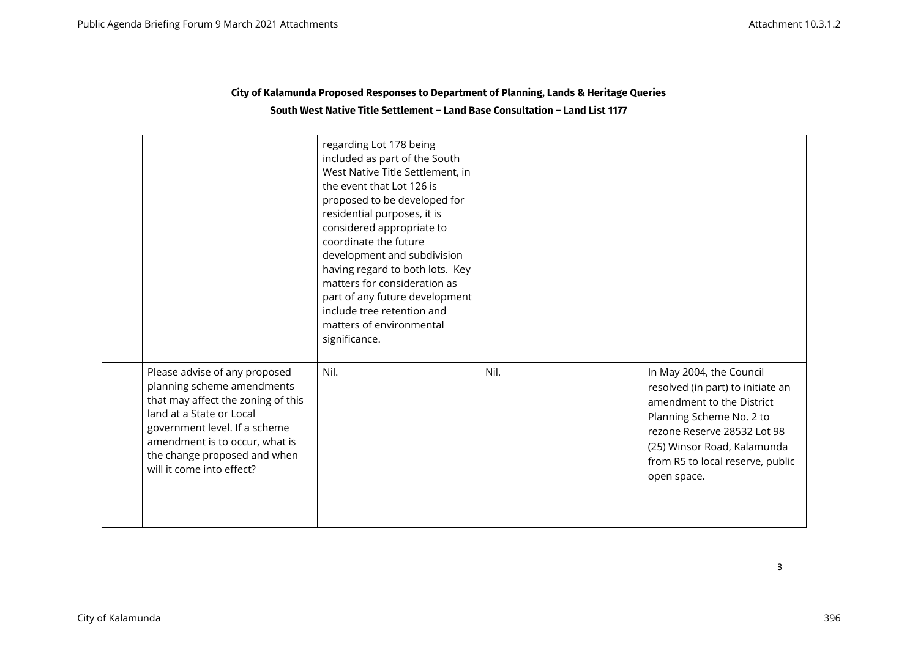## City of Kalamunda Proposed Responses to Department of Planning, Lands & Heritage Queries

### South West Native Title Settlement – Land Base Consultation – Land List 1177

| | | | | |
|---|---|---|---|---|
| | | regarding Lot 178 being included as part of the South West Native Title Settlement, in the event that Lot 126 is proposed to be developed for residential purposes, it is considered appropriate to coordinate the future development and subdivision having regard to both lots. Key matters for consideration as part of any future development include tree retention and matters of environmental significance. | | |
| | Please advise of any proposed planning scheme amendments that may affect the zoning of this land at a State or Local government level. If a scheme amendment is to occur, what is the change proposed and when will it come into effect? | Nil. | Nil. | In May 2004, the Council resolved (in part) to initiate an amendment to the District Planning Scheme No. 2 to rezone Reserve 28532 Lot 98 (25) Winsor Road, Kalamunda from R5 to local reserve, public open space. |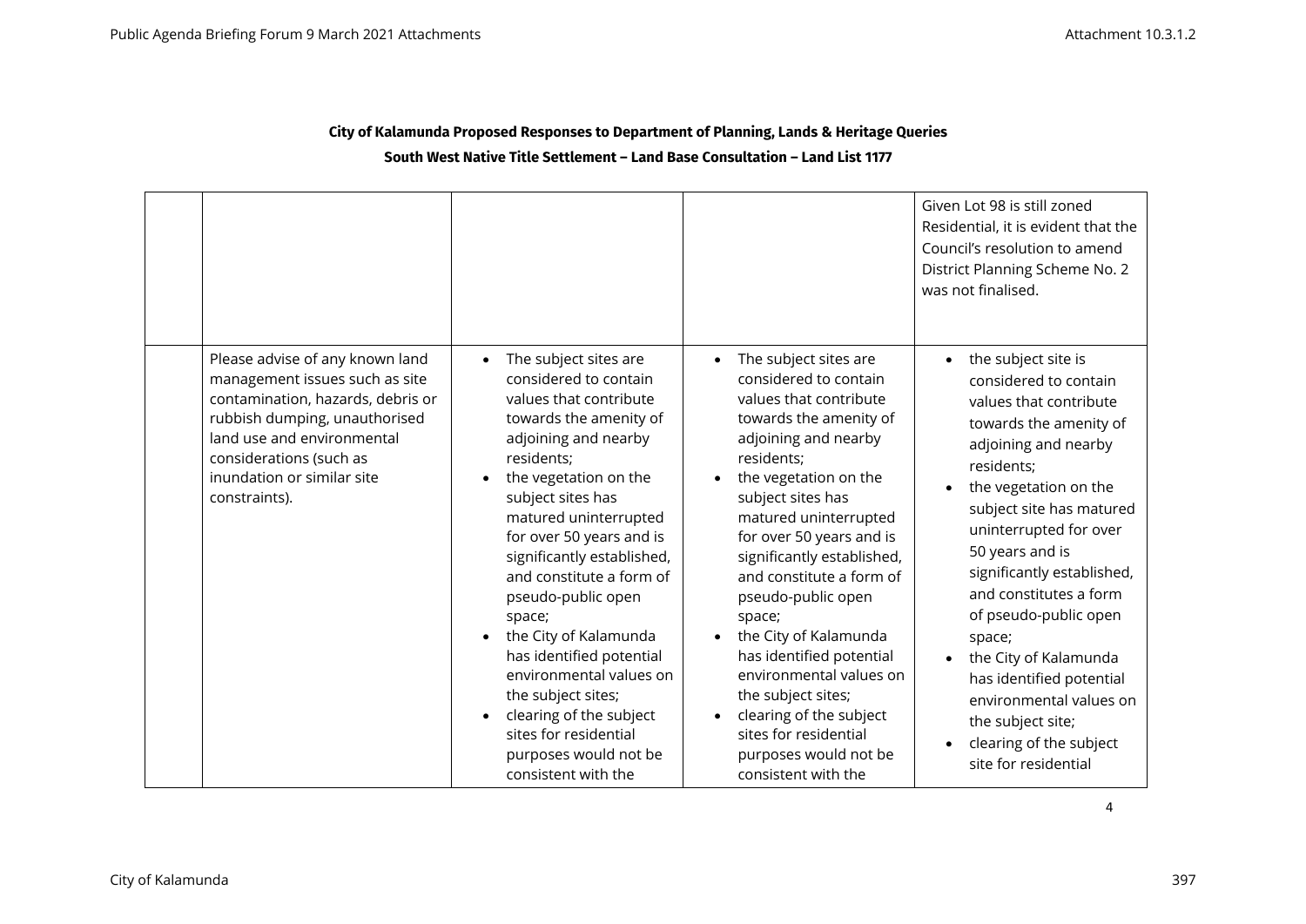**City of Kalamunda Proposed Responses to Department of Planning, Lands & Heritage Queries**

**South West Native Title Settlement – Land Base Consultation – Land List 1177**

| | | | | |
|---|---|---|---|---|
| | | | | Given Lot 98 is still zoned Residential, it is evident that the Council's resolution to amend District Planning Scheme No. 2 was not finalised. |
| | Please advise of any known land management issues such as site contamination, hazards, debris or rubbish dumping, unauthorised land use and environmental considerations (such as inundation or similar site constraints). | • The subject sites are considered to contain values that contribute towards the amenity of adjoining and nearby residents;<br>• the vegetation on the subject sites has matured uninterrupted for over 50 years and is significantly established, and constitute a form of pseudo-public open space;<br>• the City of Kalamunda has identified potential environmental values on the subject sites;<br>• clearing of the subject sites for residential purposes would not be consistent with the | • The subject sites are considered to contain values that contribute towards the amenity of adjoining and nearby residents;<br>• the vegetation on the subject sites has matured uninterrupted for over 50 years and is significantly established, and constitute a form of pseudo-public open space;<br>• the City of Kalamunda has identified potential environmental values on the subject sites;<br>• clearing of the subject sites for residential purposes would not be consistent with the | • the subject site is considered to contain values that contribute towards the amenity of adjoining and nearby residents;<br>• the vegetation on the subject site has matured uninterrupted for over 50 years and is significantly established, and constitutes a form of pseudo-public open space;<br>• the City of Kalamunda has identified potential environmental values on the subject site;<br>• clearing of the subject site for residential |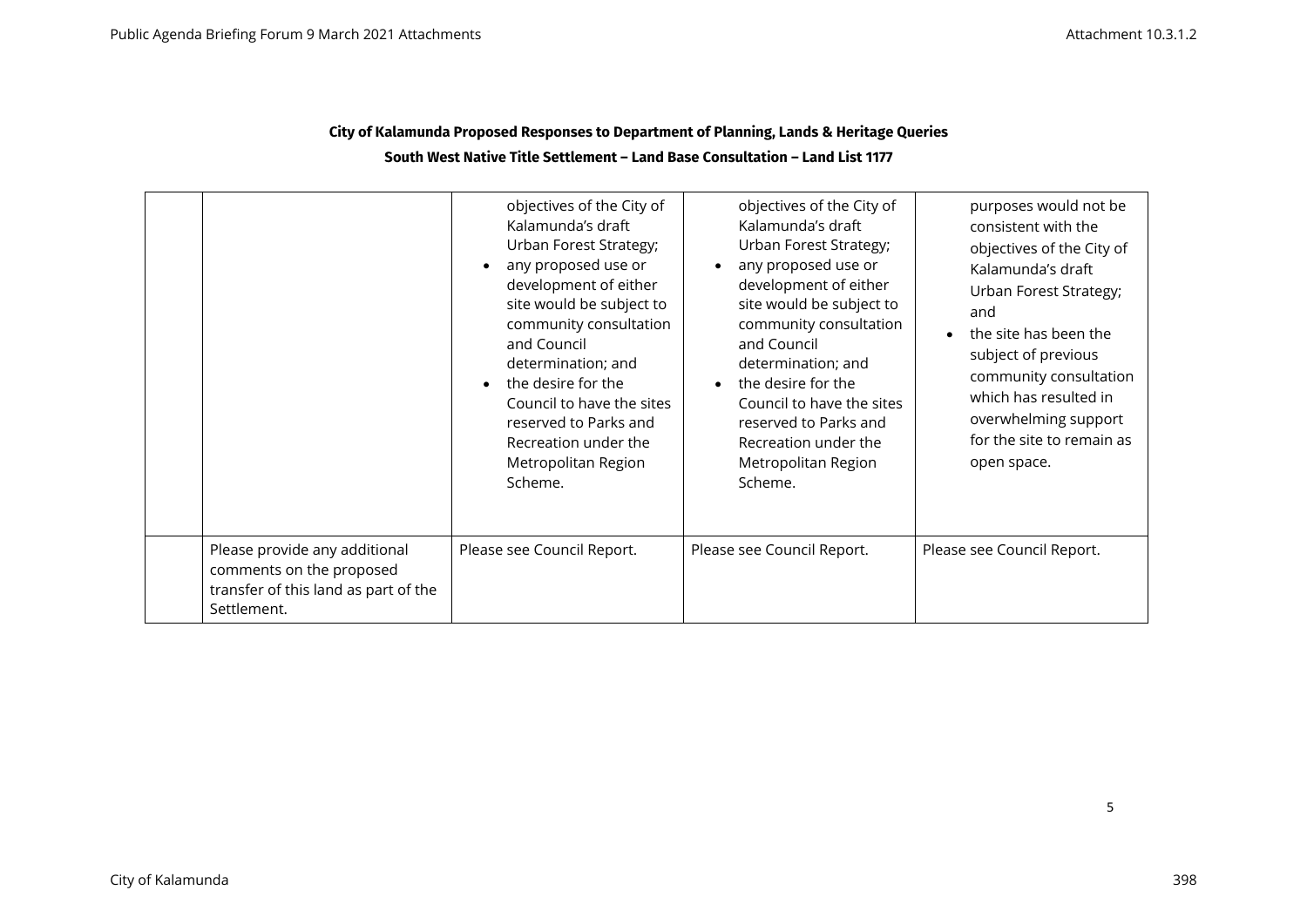**City of Kalamunda Proposed Responses to Department of Planning, Lands & Heritage Queries**

**South West Native Title Settlement – Land Base Consultation – Land List 1177**

| | | | | |
|---|---|---|---|---|
| | | objectives of the City of Kalamunda's draft Urban Forest Strategy;<br>• any proposed use or development of either site would be subject to community consultation and Council determination; and<br>• the desire for the Council to have the sites reserved to Parks and Recreation under the Metropolitan Region Scheme. | objectives of the City of Kalamunda's draft Urban Forest Strategy;<br>• any proposed use or development of either site would be subject to community consultation and Council determination; and<br>• the desire for the Council to have the sites reserved to Parks and Recreation under the Metropolitan Region Scheme. | purposes would not be consistent with the objectives of the City of Kalamunda's draft Urban Forest Strategy; and<br>• the site has been the subject of previous community consultation which has resulted in overwhelming support for the site to remain as open space. |
| | Please provide any additional comments on the proposed transfer of this land as part of the Settlement. | Please see Council Report. | Please see Council Report. | Please see Council Report. |